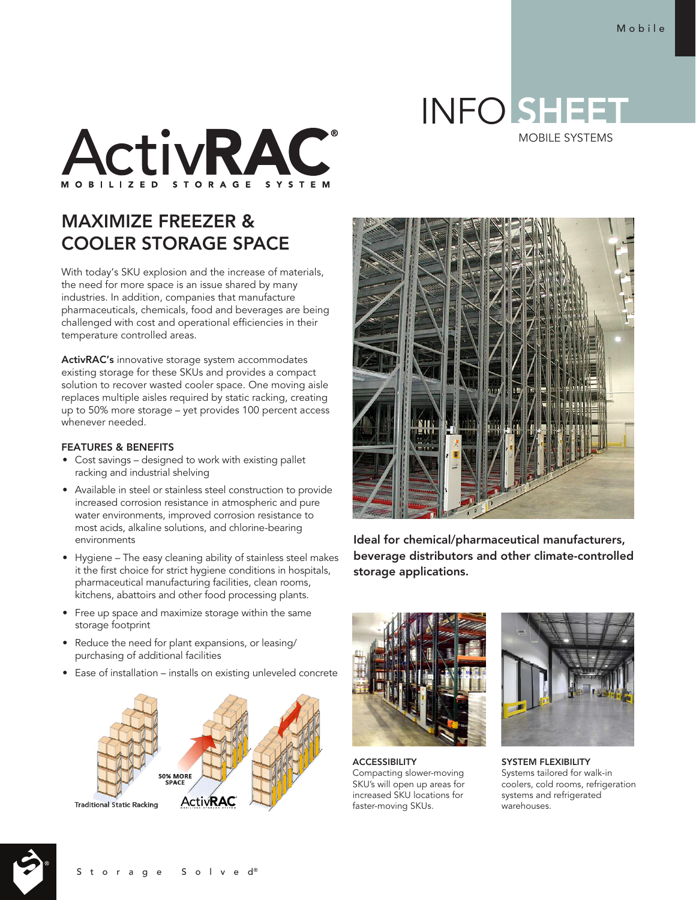INFO SHEET
MOBILE SYSTEMS

# ActivRAC®
MOBILIZED STORAGE SYSTEM

## MAXIMIZE FREEZER & COOLER STORAGE SPACE

With today's SKU explosion and the increase of materials, the need for more space is an issue shared by many industries. In addition, companies that manufacture pharmaceuticals, chemicals, food and beverages are being challenged with cost and operational efficiencies in their temperature controlled areas.

**ActivRAC's** innovative storage system accommodates existing storage for these SKUs and provides a compact solution to recover wasted cooler space. One moving aisle replaces multiple aisles required by static racking, creating up to 50% more storage – yet provides 100 percent access whenever needed.

### FEATURES & BENEFITS

- Cost savings – designed to work with existing pallet racking and industrial shelving
- Available in steel or stainless steel construction to provide increased corrosion resistance in atmospheric and pure water environments, improved corrosion resistance to most acids, alkaline solutions, and chlorine-bearing environments
- Hygiene – The easy cleaning ability of stainless steel makes it the first choice for strict hygiene conditions in hospitals, pharmaceutical manufacturing facilities, clean rooms, kitchens, abattoirs and other food processing plants.
- Free up space and maximize storage within the same storage footprint
- Reduce the need for plant expansions, or leasing/ purchasing of additional facilities
- Ease of installation – installs on existing unleveled concrete

Traditional Static Racking — 50% MORE SPACE — ActivRAC

**Ideal for chemical/pharmaceutical manufacturers, beverage distributors and other climate-controlled storage applications.**

**ACCESSIBILITY**
Compacting slower-moving SKU's will open up areas for increased SKU locations for faster-moving SKUs.

**SYSTEM FLEXIBILITY**
Systems tailored for walk-in coolers, cold rooms, refrigeration systems and refrigerated warehouses.

Storage Solved®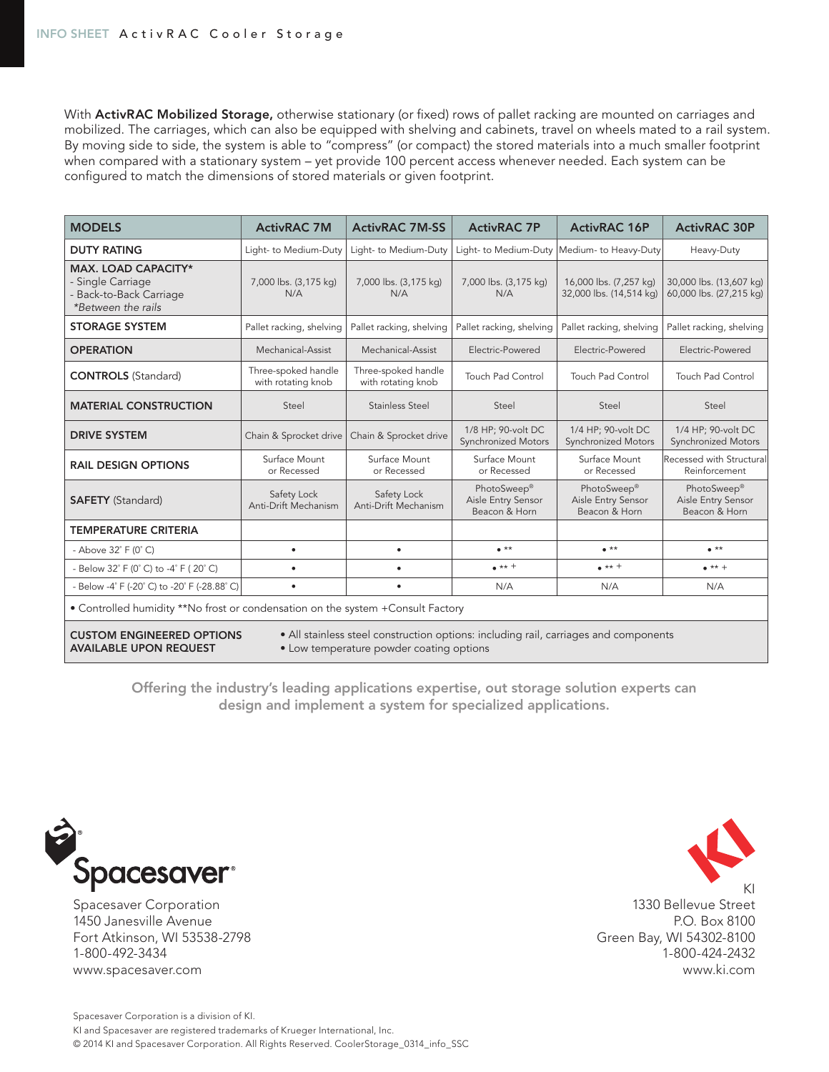With **ActivRAC Mobilized Storage,** otherwise stationary (or fixed) rows of pallet racking are mounted on carriages and mobilized. The carriages, which can also be equipped with shelving and cabinets, travel on wheels mated to a rail system. By moving side to side, the system is able to "compress" (or compact) the stored materials into a much smaller footprint when compared with a stationary system – yet provide 100 percent access whenever needed. Each system can be configured to match the dimensions of stored materials or given footprint.

| MODELS | ActivRAC 7M | ActivRAC 7M-SS | ActivRAC 7P | ActivRAC 16P | ActivRAC 30P |
|---|---|---|---|---|---|
| **DUTY RATING** | Light- to Medium-Duty | Light- to Medium-Duty | Light- to Medium-Duty | Medium- to Heavy-Duty | Heavy-Duty |
| **MAX. LOAD CAPACITY*** <br> - Single Carriage <br> - Back-to-Back Carriage <br> *Between the rails* | 7,000 lbs. (3,175 kg) <br> N/A | 7,000 lbs. (3,175 kg) <br> N/A | 7,000 lbs. (3,175 kg) <br> N/A | 16,000 lbs. (7,257 kg) <br> 32,000 lbs. (14,514 kg) | 30,000 lbs. (13,607 kg) <br> 60,000 lbs. (27,215 kg) |
| **STORAGE SYSTEM** | Pallet racking, shelving | Pallet racking, shelving | Pallet racking, shelving | Pallet racking, shelving | Pallet racking, shelving |
| **OPERATION** | Mechanical-Assist | Mechanical-Assist | Electric-Powered | Electric-Powered | Electric-Powered |
| **CONTROLS** (Standard) | Three-spoked handle with rotating knob | Three-spoked handle with rotating knob | Touch Pad Control | Touch Pad Control | Touch Pad Control |
| **MATERIAL CONSTRUCTION** | Steel | Stainless Steel | Steel | Steel | Steel |
| **DRIVE SYSTEM** | Chain & Sprocket drive | Chain & Sprocket drive | 1/8 HP; 90-volt DC Synchronized Motors | 1/4 HP; 90-volt DC Synchronized Motors | 1/4 HP; 90-volt DC Synchronized Motors |
| **RAIL DESIGN OPTIONS** | Surface Mount or Recessed | Surface Mount or Recessed | Surface Mount or Recessed | Surface Mount or Recessed | Recessed with Structural Reinforcement |
| **SAFETY** (Standard) | Safety Lock <br> Anti-Drift Mechanism | Safety Lock <br> Anti-Drift Mechanism | PhotoSweep® <br> Aisle Entry Sensor <br> Beacon & Horn | PhotoSweep® <br> Aisle Entry Sensor <br> Beacon & Horn | PhotoSweep® <br> Aisle Entry Sensor <br> Beacon & Horn |
| **TEMPERATURE CRITERIA** | | | | | |
| - Above 32° F (0° C) | • | • | • ** | • ** | • ** |
| - Below 32° F (0° C) to -4° F (-20° C) | • | • | • ** + | • ** + | • ** + |
| - Below -4° F (-20° C) to -20° F (-28.88° C) | • | • | N/A | N/A | N/A |

• Controlled humidity **No frost or condensation on the system +Consult Factory

**CUSTOM ENGINEERED OPTIONS AVAILABLE UPON REQUEST**

- All stainless steel construction options: including rail, carriages and components
- Low temperature powder coating options

**Offering the industry's leading applications expertise, out storage solution experts can design and implement a system for specialized applications.**

Spacesaver®

Spacesaver Corporation
1450 Janesville Avenue
Fort Atkinson, WI 53538-2798
1-800-492-3434
www.spacesaver.com

KI
1330 Bellevue Street
P.O. Box 8100
Green Bay, WI 54302-8100
1-800-424-2432
www.ki.com

Spacesaver Corporation is a division of KI.
KI and Spacesaver are registered trademarks of Krueger International, Inc.
© 2014 KI and Spacesaver Corporation. All Rights Reserved. CoolerStorage_0314_info_SSC